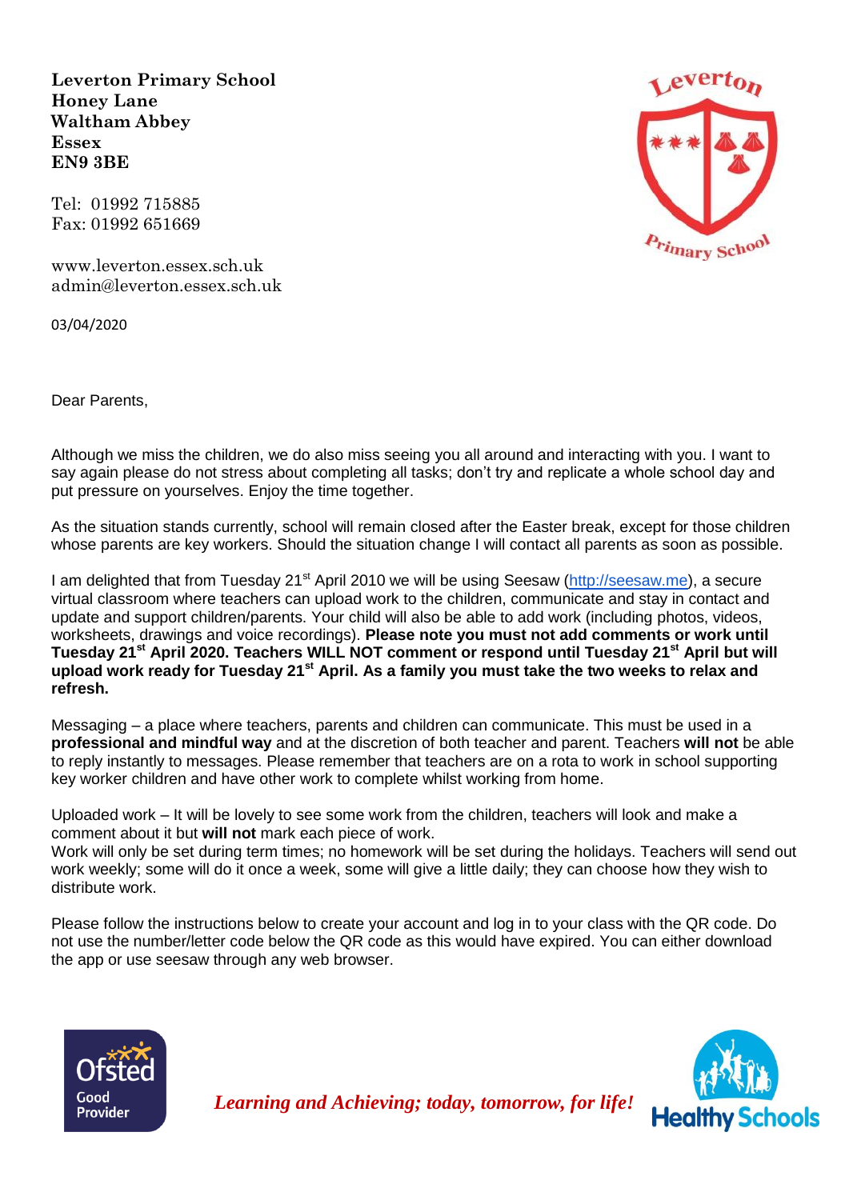**Leverton Primary School**
**Honey Lane**
**Waltham Abbey**
**Essex**
**EN9 3BE**

Tel: 01992 715885
Fax: 01992 651669

www.leverton.essex.sch.uk
admin@leverton.essex.sch.uk

03/04/2020

Dear Parents,

Although we miss the children, we do also miss seeing you all around and interacting with you. I want to say again please do not stress about completing all tasks; don't try and replicate a whole school day and put pressure on yourselves. Enjoy the time together.

As the situation stands currently, school will remain closed after the Easter break, except for those children whose parents are key workers. Should the situation change I will contact all parents as soon as possible.

I am delighted that from Tuesday 21st April 2010 we will be using Seesaw (http://seesaw.me), a secure virtual classroom where teachers can upload work to the children, communicate and stay in contact and update and support children/parents. Your child will also be able to add work (including photos, videos, worksheets, drawings and voice recordings). **Please note you must not add comments or work until Tuesday 21st April 2020. Teachers WILL NOT comment or respond until Tuesday 21st April but will upload work ready for Tuesday 21st April. As a family you must take the two weeks to relax and refresh.**

Messaging – a place where teachers, parents and children can communicate. This must be used in a **professional and mindful way** and at the discretion of both teacher and parent. Teachers **will not** be able to reply instantly to messages. Please remember that teachers are on a rota to work in school supporting key worker children and have other work to complete whilst working from home.

Uploaded work – It will be lovely to see some work from the children, teachers will look and make a comment about it but **will not** mark each piece of work.
Work will only be set during term times; no homework will be set during the holidays. Teachers will send out work weekly; some will do it once a week, some will give a little daily; they can choose how they wish to distribute work.

Please follow the instructions below to create your account and log in to your class with the QR code. Do not use the number/letter code below the QR code as this would have expired. You can either download the app or use seesaw through any web browser.

*Learning and Achieving; today, tomorrow, for life!*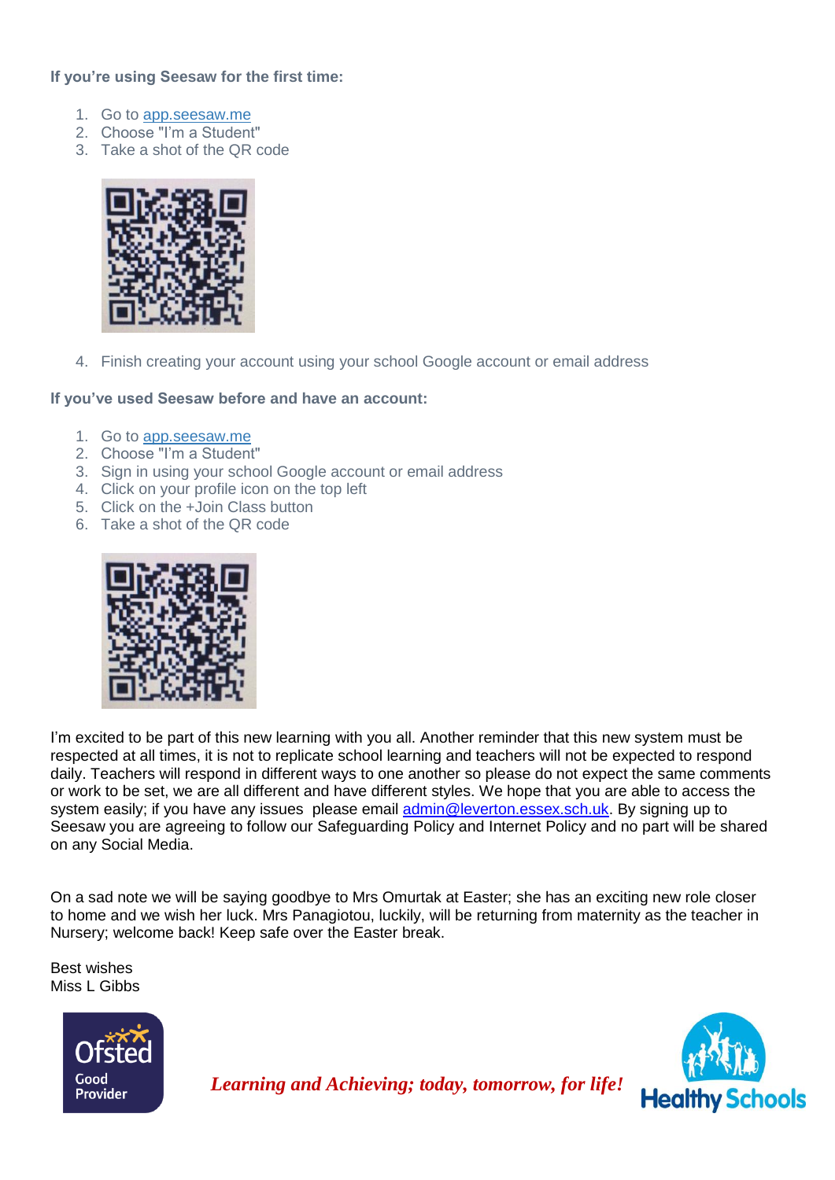**If you're using Seesaw for the first time:**

1. Go to app.seesaw.me
2. Choose "I'm a Student"
3. Take a shot of the QR code
4. Finish creating your account using your school Google account or email address

**If you've used Seesaw before and have an account:**

1. Go to app.seesaw.me
2. Choose "I'm a Student"
3. Sign in using your school Google account or email address
4. Click on your profile icon on the top left
5. Click on the +Join Class button
6. Take a shot of the QR code

I'm excited to be part of this new learning with you all. Another reminder that this new system must be respected at all times, it is not to replicate school learning and teachers will not be expected to respond daily. Teachers will respond in different ways to one another so please do not expect the same comments or work to be set, we are all different and have different styles. We hope that you are able to access the system easily; if you have any issues please email admin@leverton.essex.sch.uk. By signing up to Seesaw you are agreeing to follow our Safeguarding Policy and Internet Policy and no part will be shared on any Social Media.

On a sad note we will be saying goodbye to Mrs Omurtak at Easter; she has an exciting new role closer to home and we wish her luck. Mrs Panagiotou, luckily, will be returning from maternity as the teacher in Nursery; welcome back! Keep safe over the Easter break.

Best wishes
Miss L Gibbs

Ofsted Good Provider

***Learning and Achieving; today, tomorrow, for life!***

Healthy Schools